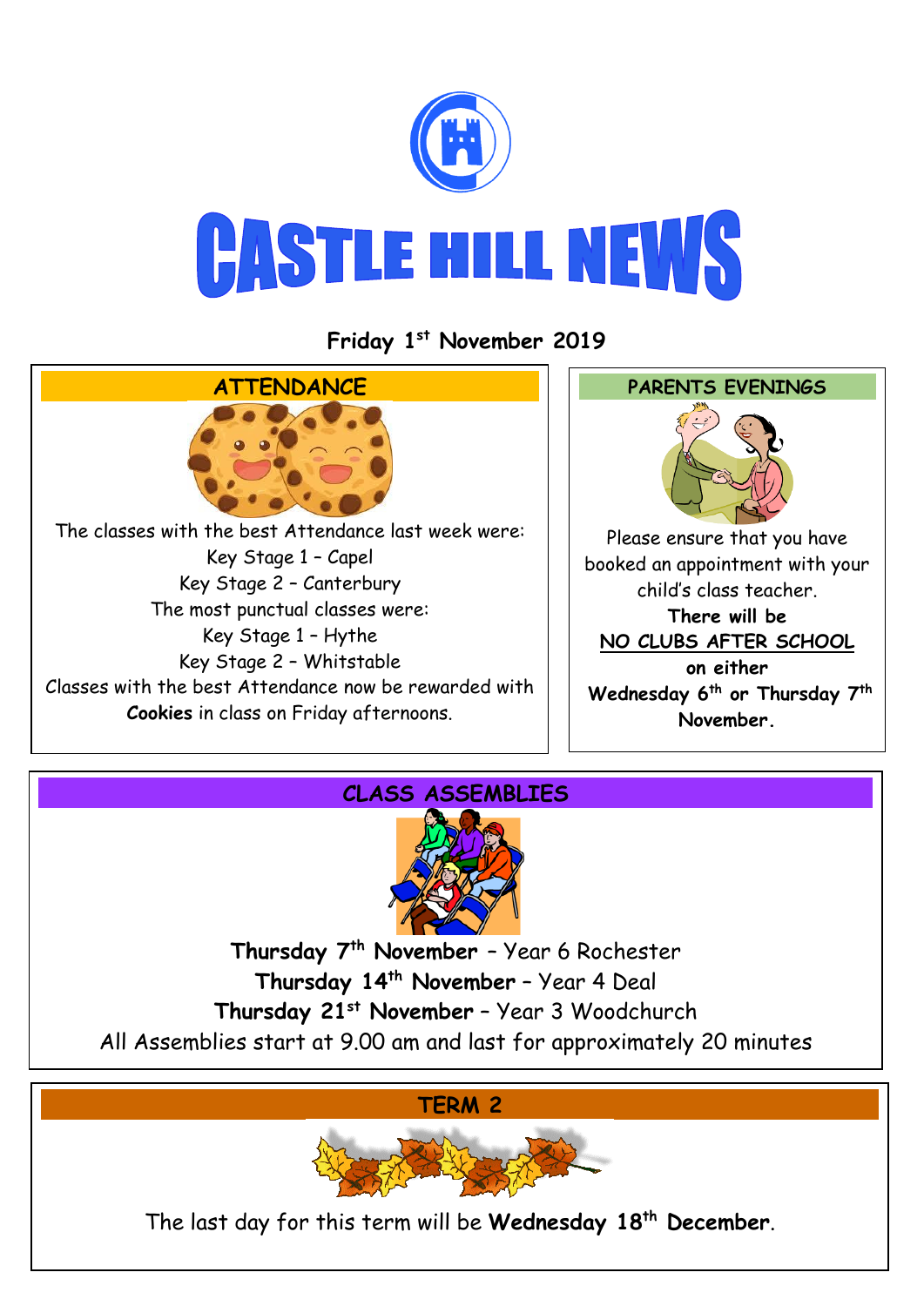# CASTLE HILL NEWS

**Friday 1st November 2019**

## ATTENDANCE

The classes with the best Attendance last week were:
Key Stage 1 – Capel
Key Stage 2 – Canterbury
The most punctual classes were:
Key Stage 1 – Hythe
Key Stage 2 – Whitstable
Classes with the best Attendance now be rewarded with **Cookies** in class on Friday afternoons.

## PARENTS EVENINGS

Please ensure that you have booked an appointment with your child's class teacher.
**There will be**
**NO CLUBS AFTER SCHOOL**
**on either**
**Wednesday 6th or Thursday 7th November.**

## CLASS ASSEMBLIES

**Thursday 7th November** – Year 6 Rochester
**Thursday 14th November** – Year 4 Deal
**Thursday 21st November** – Year 3 Woodchurch
All Assemblies start at 9.00 am and last for approximately 20 minutes

## TERM 2

The last day for this term will be **Wednesday 18th December**.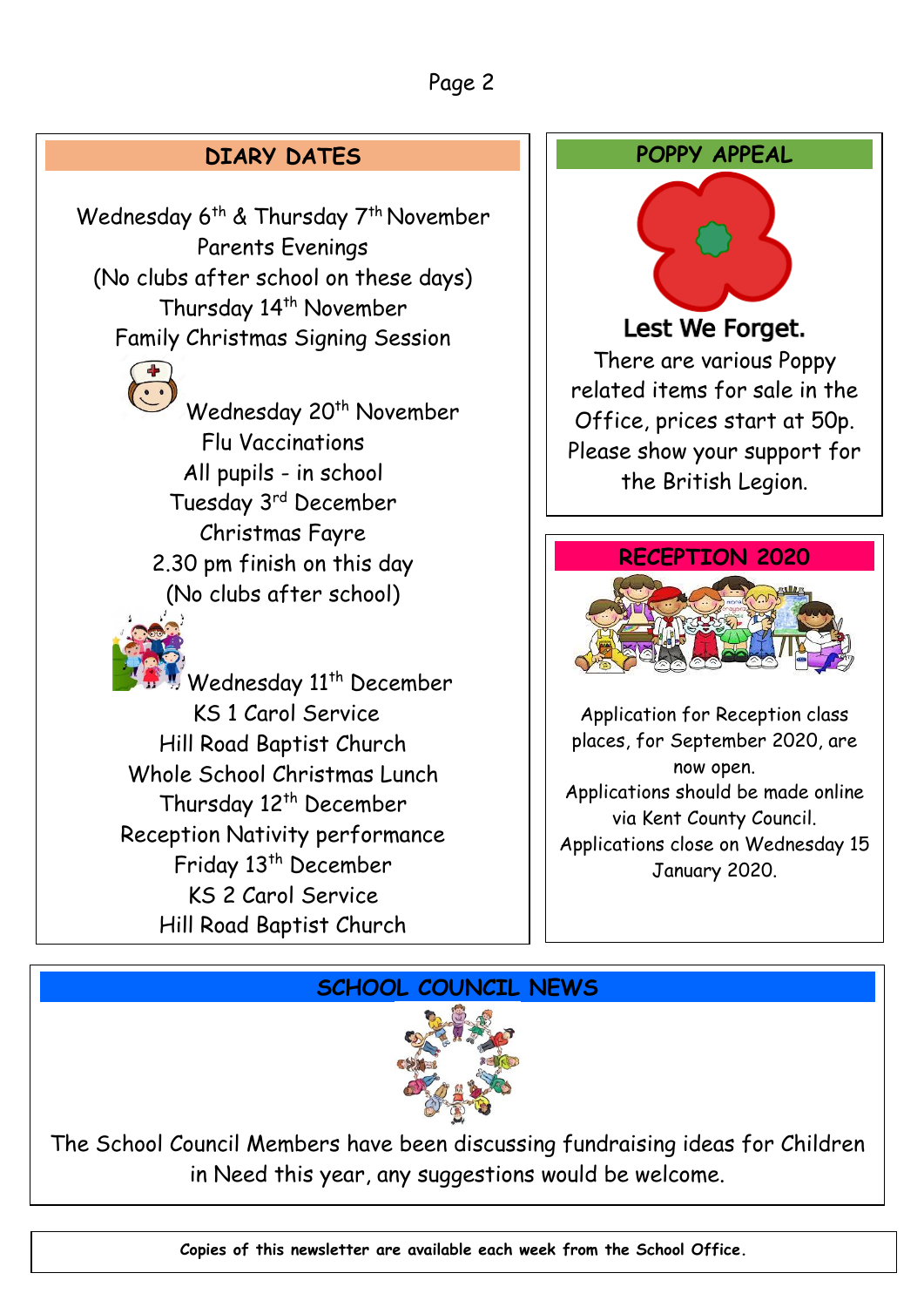## DIARY DATES

Wednesday 6th & Thursday 7th November
Parents Evenings
(No clubs after school on these days)

Thursday 14th November
Family Christmas Signing Session

Wednesday 20th November
Flu Vaccinations
All pupils - in school

Tuesday 3rd December
Christmas Fayre
2.30 pm finish on this day
(No clubs after school)

Wednesday 11th December
KS 1 Carol Service
Hill Road Baptist Church
Whole School Christmas Lunch

Thursday 12th December
Reception Nativity performance

Friday 13th December
KS 2 Carol Service
Hill Road Baptist Church

## POPPY APPEAL

**Lest We Forget.**

There are various Poppy related items for sale in the Office, prices start at 50p. Please show your support for the British Legion.

## RECEPTION 2020

Application for Reception class places, for September 2020, are now open.
Applications should be made online via Kent County Council.
Applications close on Wednesday 15 January 2020.

## SCHOOL COUNCIL NEWS

The School Council Members have been discussing fundraising ideas for Children in Need this year, any suggestions would be welcome.

**Copies of this newsletter are available each week from the School Office.**